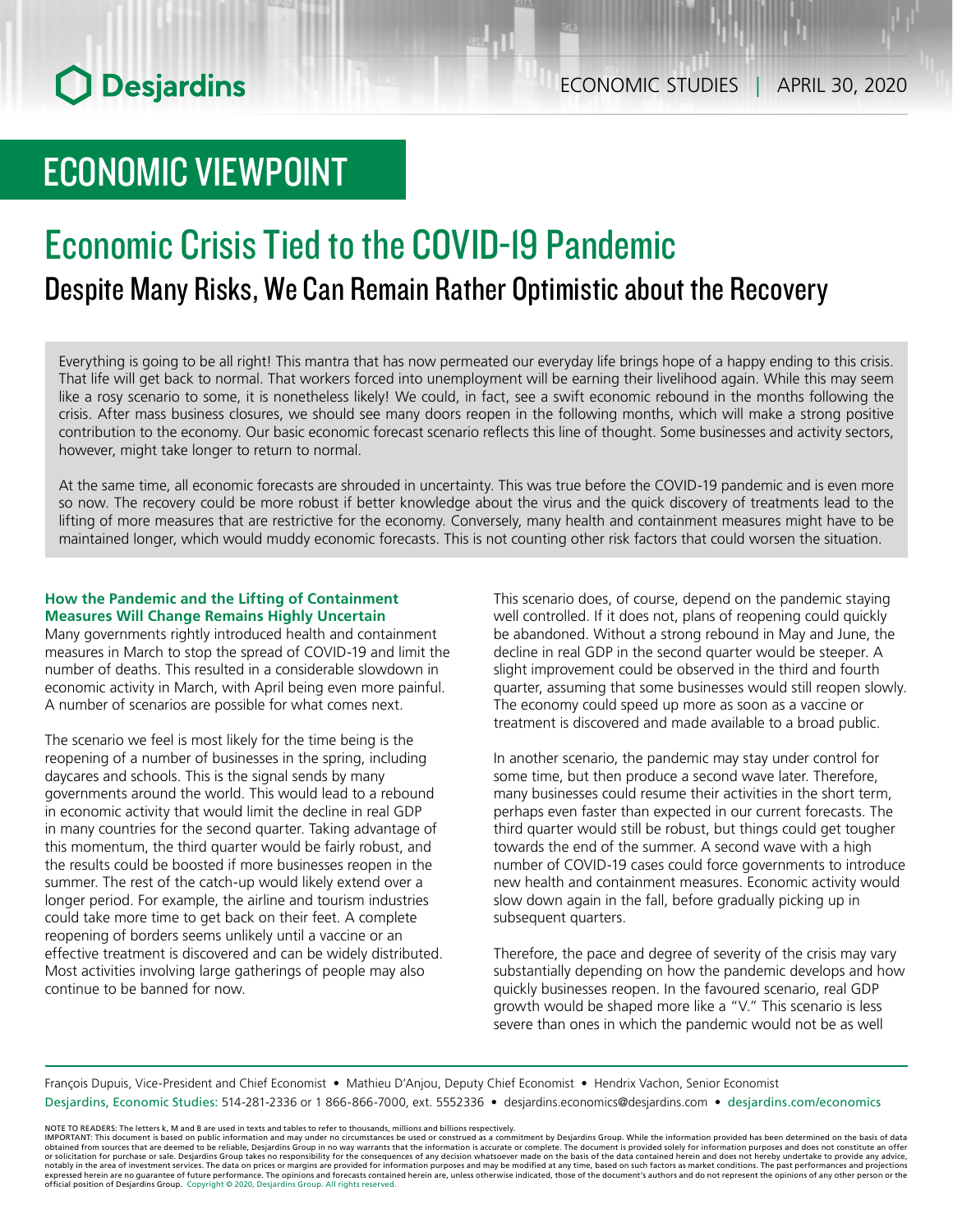# ECONOMIC VIEWPOINT

# Economic Crisis Tied to the COVID-19 Pandemic

## Despite Many Risks, We Can Remain Rather Optimistic about the Recovery

Everything is going to be all right! This mantra that has now permeated our everyday life brings hope of a happy ending to this crisis. That life will get back to normal. That workers forced into unemployment will be earning their livelihood again. While this may seem like a rosy scenario to some, it is nonetheless likely! We could, in fact, see a swift economic rebound in the months following the crisis. After mass business closures, we should see many doors reopen in the following months, which will make a strong positive contribution to the economy. Our basic economic forecast scenario reflects this line of thought. Some businesses and activity sectors, however, might take longer to return to normal.

At the same time, all economic forecasts are shrouded in uncertainty. This was true before the COVID-19 pandemic and is even more so now. The recovery could be more robust if better knowledge about the virus and the quick discovery of treatments lead to the lifting of more measures that are restrictive for the economy. Conversely, many health and containment measures might have to be maintained longer, which would muddy economic forecasts. This is not counting other risk factors that could worsen the situation.

### How the Pandemic and the Lifting of Containment Measures Will Change Remains Highly Uncertain

Many governments rightly introduced health and containment measures in March to stop the spread of COVID-19 and limit the number of deaths. This resulted in a considerable slowdown in economic activity in March, with April being even more painful. A number of scenarios are possible for what comes next.

The scenario we feel is most likely for the time being is the reopening of a number of businesses in the spring, including daycares and schools. This is the signal sends by many governments around the world. This would lead to a rebound in economic activity that would limit the decline in real GDP in many countries for the second quarter. Taking advantage of this momentum, the third quarter would be fairly robust, and the results could be boosted if more businesses reopen in the summer. The rest of the catch-up would likely extend over a longer period. For example, the airline and tourism industries could take more time to get back on their feet. A complete reopening of borders seems unlikely until a vaccine or an effective treatment is discovered and can be widely distributed. Most activities involving large gatherings of people may also continue to be banned for now.

This scenario does, of course, depend on the pandemic staying well controlled. If it does not, plans of reopening could quickly be abandoned. Without a strong rebound in May and June, the decline in real GDP in the second quarter would be steeper. A slight improvement could be observed in the third and fourth quarter, assuming that some businesses would still reopen slowly. The economy could speed up more as soon as a vaccine or treatment is discovered and made available to a broad public.

In another scenario, the pandemic may stay under control for some time, but then produce a second wave later. Therefore, many businesses could resume their activities in the short term, perhaps even faster than expected in our current forecasts. The third quarter would still be robust, but things could get tougher towards the end of the summer. A second wave with a high number of COVID-19 cases could force governments to introduce new health and containment measures. Economic activity would slow down again in the fall, before gradually picking up in subsequent quarters.

Therefore, the pace and degree of severity of the crisis may vary substantially depending on how the pandemic develops and how quickly businesses reopen. In the favoured scenario, real GDP growth would be shaped more like a "V." This scenario is less severe than ones in which the pandemic would not be as well

François Dupuis, Vice-President and Chief Economist • Mathieu D'Anjou, Deputy Chief Economist • Hendrix Vachon, Senior Economist

Desjardins, Economic Studies: 514-281-2336 or 1 866-866-7000, ext. 5552336 • desjardins.economics@desjardins.com • desjardins.com/economics

NOTE TO READERS: The letters k, M and B are used in texts and tables to refer to thousands, millions and billions respectively.
IMPORTANT: This document is based on public information and may under no circumstances be used or construed as a commitment by Desjardins Group. While the information provided has been determined on the basis of data obtained from sources that are deemed to be reliable, Desjardins Group in no way warrants that the information is accurate or complete. The document is provided solely for information purposes and does not constitute an offer or solicitation for purchase or sale. Desjardins Group takes no responsibility for the consequences of any decision whatsoever made on the basis of the data contained herein and does not hereby undertake to provide any advice, notably in the area of investment services. The data on prices or margins are provided for information purposes and may be modified at any time, based on such factors as market conditions. The past performances and projections expressed herein are no guarantee of future performance. The opinions and forecasts contained herein are, unless otherwise indicated, those of the document's authors and do not represent the opinions of any other person or the official position of Desjardins Group. Copyright © 2020, Desjardins Group. All rights reserved.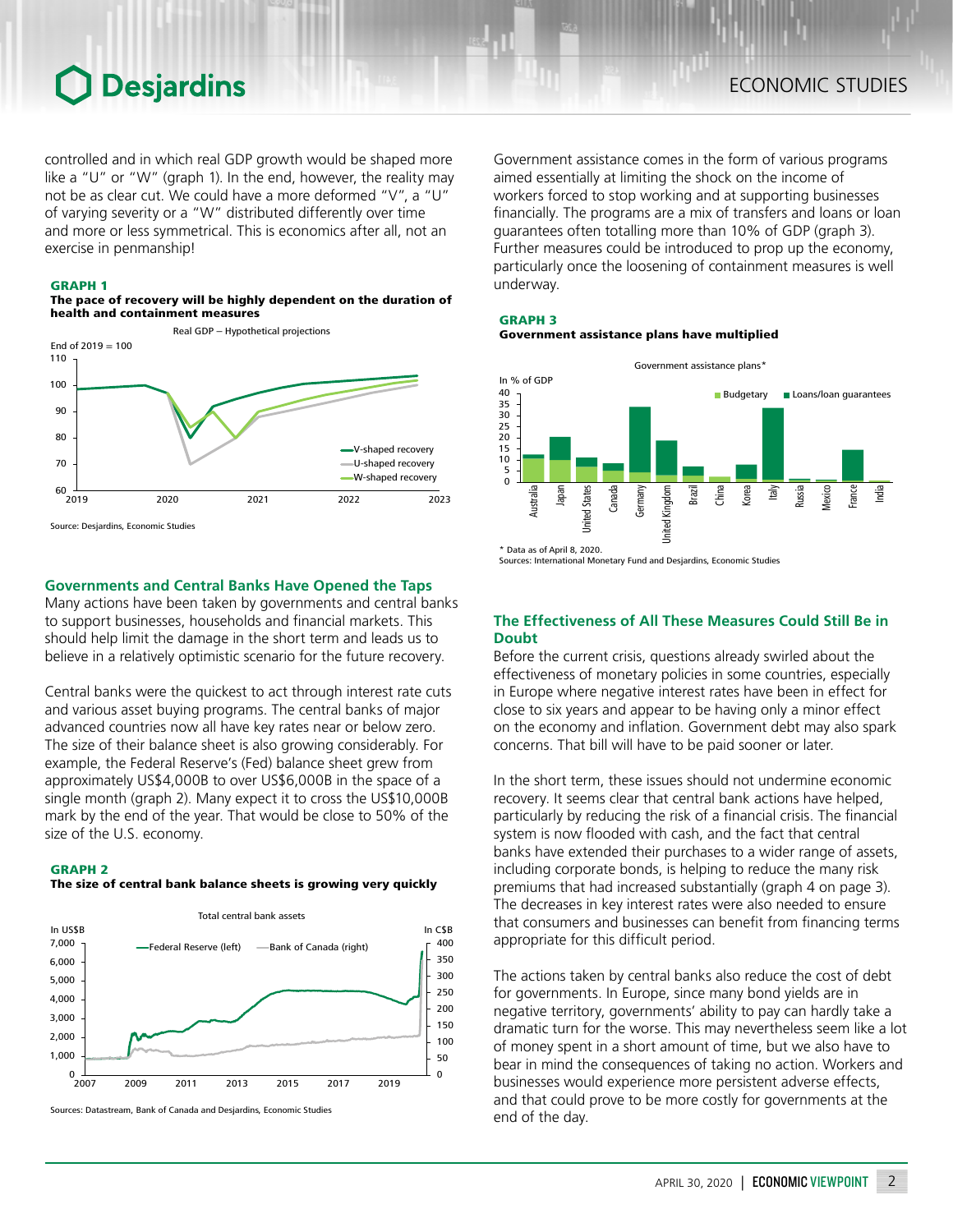controlled and in which real GDP growth would be shaped more like a "U" or "W" (graph 1). In the end, however, the reality may not be as clear cut. We could have a more deformed "V", a "U" of varying severity or a "W" distributed differently over time and more or less symmetrical. This is economics after all, not an exercise in penmanship!

**GRAPH 1**
**The pace of recovery will be highly dependent on the duration of health and containment measures**

Source: Desjardins, Economic Studies

## Governments and Central Banks Have Opened the Taps

Many actions have been taken by governments and central banks to support businesses, households and financial markets. This should help limit the damage in the short term and leads us to believe in a relatively optimistic scenario for the future recovery.

Central banks were the quickest to act through interest rate cuts and various asset buying programs. The central banks of major advanced countries now all have key rates near or below zero. The size of their balance sheet is also growing considerably. For example, the Federal Reserve's (Fed) balance sheet grew from approximately US$4,000B to over US$6,000B in the space of a single month (graph 2). Many expect it to cross the US$10,000B mark by the end of the year. That would be close to 50% of the size of the U.S. economy.

**GRAPH 2**
**The size of central bank balance sheets is growing very quickly**

Sources: Datastream, Bank of Canada and Desjardins, Economic Studies

Government assistance comes in the form of various programs aimed essentially at limiting the shock on the income of workers forced to stop working and at supporting businesses financially. The programs are a mix of transfers and loans or loan guarantees often totalling more than 10% of GDP (graph 3). Further measures could be introduced to prop up the economy, particularly once the loosening of containment measures is well underway.

**GRAPH 3**
**Government assistance plans have multiplied**

\* Data as of April 8, 2020.
Sources: International Monetary Fund and Desjardins, Economic Studies

## The Effectiveness of All These Measures Could Still Be in Doubt

Before the current crisis, questions already swirled about the effectiveness of monetary policies in some countries, especially in Europe where negative interest rates have been in effect for close to six years and appear to be having only a minor effect on the economy and inflation. Government debt may also spark concerns. That bill will have to be paid sooner or later.

In the short term, these issues should not undermine economic recovery. It seems clear that central bank actions have helped, particularly by reducing the risk of a financial crisis. The financial system is now flooded with cash, and the fact that central banks have extended their purchases to a wider range of assets, including corporate bonds, is helping to reduce the many risk premiums that had increased substantially (graph 4 on page 3). The decreases in key interest rates were also needed to ensure that consumers and businesses can benefit from financing terms appropriate for this difficult period.

The actions taken by central banks also reduce the cost of debt for governments. In Europe, since many bond yields are in negative territory, governments' ability to pay can hardly take a dramatic turn for the worse. This may nevertheless seem like a lot of money spent in a short amount of time, but we also have to bear in mind the consequences of taking no action. Workers and businesses would experience more persistent adverse effects, and that could prove to be more costly for governments at the end of the day.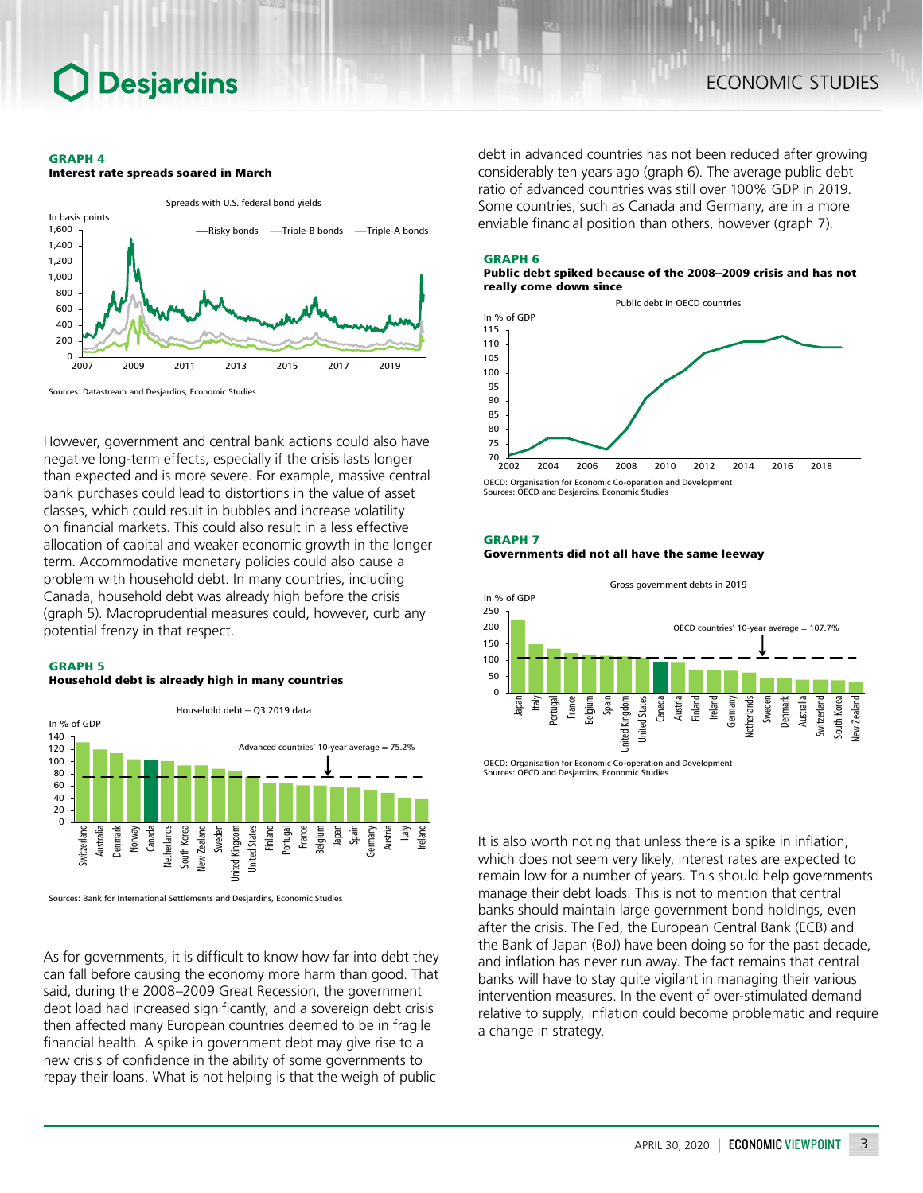**GRAPH 4**
**Interest rate spreads soared in March**

Spreads with U.S. federal bond yields

Sources: Datastream and Desjardins, Economic Studies

However, government and central bank actions could also have negative long-term effects, especially if the crisis lasts longer than expected and is more severe. For example, massive central bank purchases could lead to distortions in the value of asset classes, which could result in bubbles and increase volatility on financial markets. This could also result in a less effective allocation of capital and weaker economic growth in the longer term. Accommodative monetary policies could also cause a problem with household debt. In many countries, including Canada, household debt was already high before the crisis (graph 5). Macroprudential measures could, however, curb any potential frenzy in that respect.

**GRAPH 5**
**Household debt is already high in many countries**

Household debt – Q3 2019 data

Sources: Bank for International Settlements and Desjardins, Economic Studies

As for governments, it is difficult to know how far into debt they can fall before causing the economy more harm than good. That said, during the 2008–2009 Great Recession, the government debt load had increased significantly, and a sovereign debt crisis then affected many European countries deemed to be in fragile financial health. A spike in government debt may give rise to a new crisis of confidence in the ability of some governments to repay their loans. What is not helping is that the weigh of public debt in advanced countries has not been reduced after growing considerably ten years ago (graph 6). The average public debt ratio of advanced countries was still over 100% GDP in 2019. Some countries, such as Canada and Germany, are in a more enviable financial position than others, however (graph 7).

**GRAPH 6**
**Public debt spiked because of the 2008–2009 crisis and has not really come down since**

Public debt in OECD countries

OECD: Organisation for Economic Co-operation and Development
Sources: OECD and Desjardins, Economic Studies

**GRAPH 7**
**Governments did not all have the same leeway**

Gross government debts in 2019

OECD: Organisation for Economic Co-operation and Development
Sources: OECD and Desjardins, Economic Studies

It is also worth noting that unless there is a spike in inflation, which does not seem very likely, interest rates are expected to remain low for a number of years. This should help governments manage their debt loads. This is not to mention that central banks should maintain large government bond holdings, even after the crisis. The Fed, the European Central Bank (ECB) and the Bank of Japan (BoJ) have been doing so for the past decade, and inflation has never run away. The fact remains that central banks will have to stay quite vigilant in managing their various intervention measures. In the event of over-stimulated demand relative to supply, inflation could become problematic and require a change in strategy.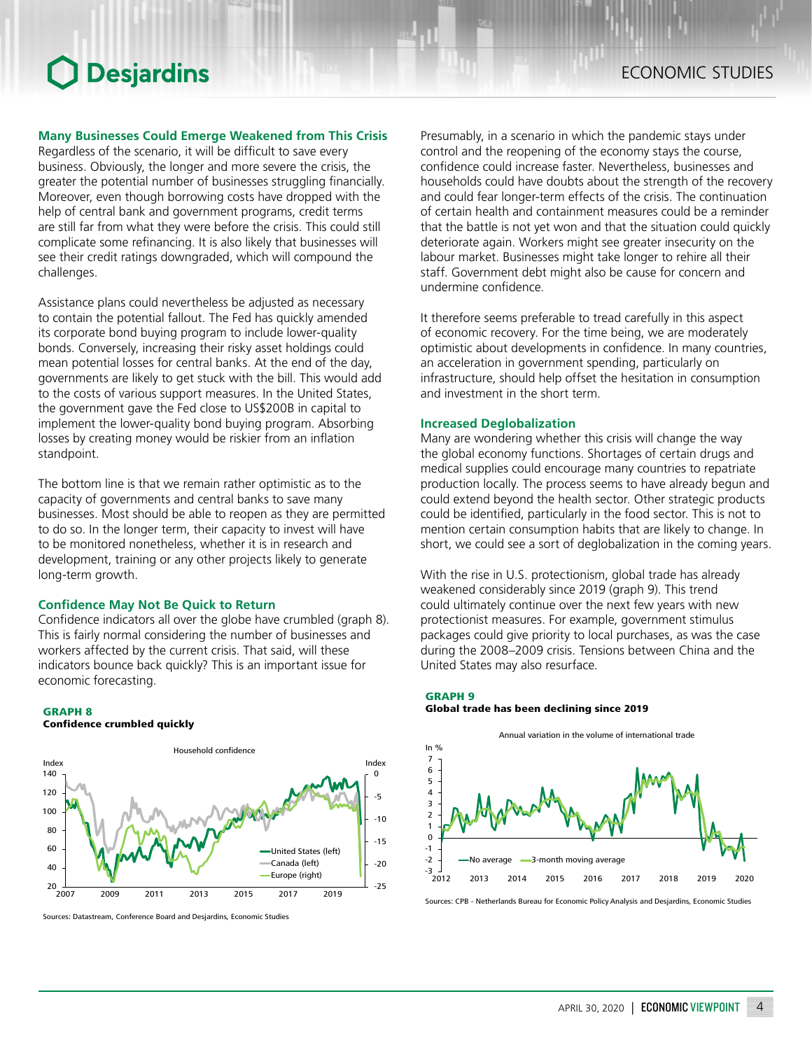### Many Businesses Could Emerge Weakened from This Crisis

Regardless of the scenario, it will be difficult to save every business. Obviously, the longer and more severe the crisis, the greater the potential number of businesses struggling financially. Moreover, even though borrowing costs have dropped with the help of central bank and government programs, credit terms are still far from what they were before the crisis. This could still complicate some refinancing. It is also likely that businesses will see their credit ratings downgraded, which will compound the challenges.

Assistance plans could nevertheless be adjusted as necessary to contain the potential fallout. The Fed has quickly amended its corporate bond buying program to include lower-quality bonds. Conversely, increasing their risky asset holdings could mean potential losses for central banks. At the end of the day, governments are likely to get stuck with the bill. This would add to the costs of various support measures. In the United States, the government gave the Fed close to US$200B in capital to implement the lower-quality bond buying program. Absorbing losses by creating money would be riskier from an inflation standpoint.

The bottom line is that we remain rather optimistic as to the capacity of governments and central banks to save many businesses. Most should be able to reopen as they are permitted to do so. In the longer term, their capacity to invest will have to be monitored nonetheless, whether it is in research and development, training or any other projects likely to generate long-term growth.

### Confidence May Not Be Quick to Return

Confidence indicators all over the globe have crumbled (graph 8). This is fairly normal considering the number of businesses and workers affected by the current crisis. That said, will these indicators bounce back quickly? This is an important issue for economic forecasting.

**GRAPH 8**
**Confidence crumbled quickly**

Sources: Datastream, Conference Board and Desjardins, Economic Studies

Presumably, in a scenario in which the pandemic stays under control and the reopening of the economy stays the course, confidence could increase faster. Nevertheless, businesses and households could have doubts about the strength of the recovery and could fear longer-term effects of the crisis. The continuation of certain health and containment measures could be a reminder that the battle is not yet won and that the situation could quickly deteriorate again. Workers might see greater insecurity on the labour market. Businesses might take longer to rehire all their staff. Government debt might also be cause for concern and undermine confidence.

It therefore seems preferable to tread carefully in this aspect of economic recovery. For the time being, we are moderately optimistic about developments in confidence. In many countries, an acceleration in government spending, particularly on infrastructure, should help offset the hesitation in consumption and investment in the short term.

### Increased Deglobalization

Many are wondering whether this crisis will change the way the global economy functions. Shortages of certain drugs and medical supplies could encourage many countries to repatriate production locally. The process seems to have already begun and could extend beyond the health sector. Other strategic products could be identified, particularly in the food sector. This is not to mention certain consumption habits that are likely to change. In short, we could see a sort of deglobalization in the coming years.

With the rise in U.S. protectionism, global trade has already weakened considerably since 2019 (graph 9). This trend could ultimately continue over the next few years with new protectionist measures. For example, government stimulus packages could give priority to local purchases, as was the case during the 2008–2009 crisis. Tensions between China and the United States may also resurface.

**GRAPH 9**
**Global trade has been declining since 2019**

Sources: CPB - Netherlands Bureau for Economic Policy Analysis and Desjardins, Economic Studies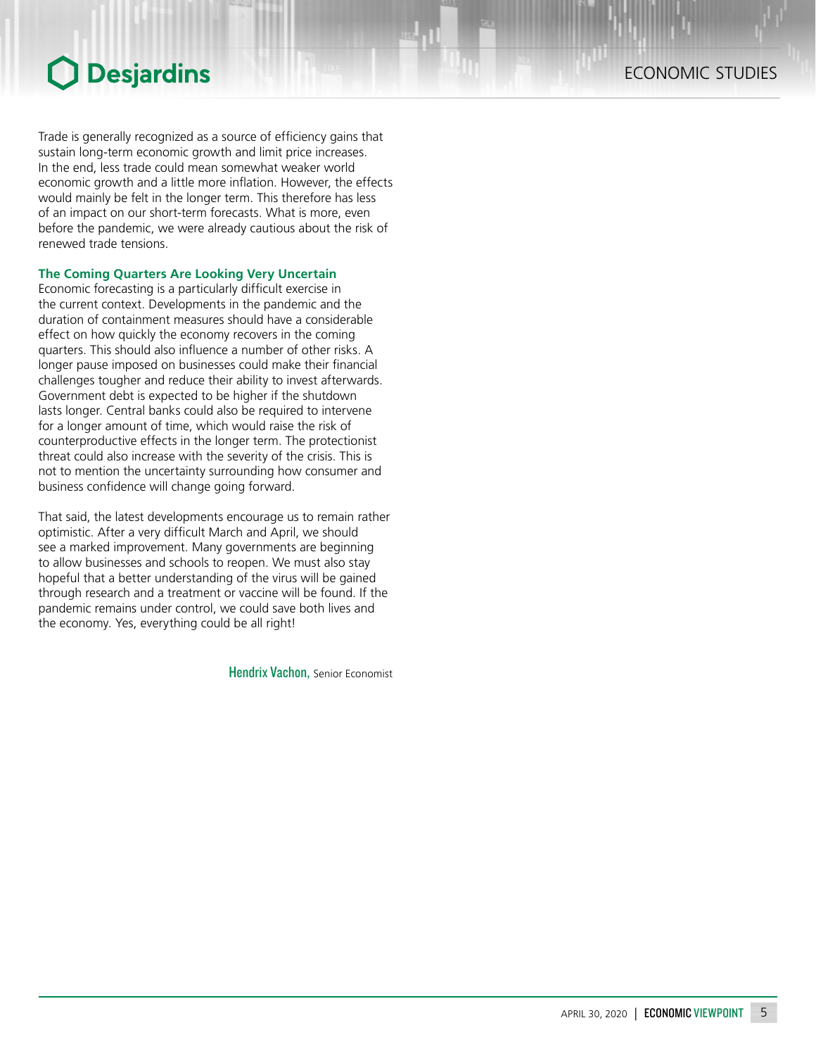Trade is generally recognized as a source of efficiency gains that sustain long-term economic growth and limit price increases. In the end, less trade could mean somewhat weaker world economic growth and a little more inflation. However, the effects would mainly be felt in the longer term. This therefore has less of an impact on our short-term forecasts. What is more, even before the pandemic, we were already cautious about the risk of renewed trade tensions.

### The Coming Quarters Are Looking Very Uncertain

Economic forecasting is a particularly difficult exercise in the current context. Developments in the pandemic and the duration of containment measures should have a considerable effect on how quickly the economy recovers in the coming quarters. This should also influence a number of other risks. A longer pause imposed on businesses could make their financial challenges tougher and reduce their ability to invest afterwards. Government debt is expected to be higher if the shutdown lasts longer. Central banks could also be required to intervene for a longer amount of time, which would raise the risk of counterproductive effects in the longer term. The protectionist threat could also increase with the severity of the crisis. This is not to mention the uncertainty surrounding how consumer and business confidence will change going forward.

That said, the latest developments encourage us to remain rather optimistic. After a very difficult March and April, we should see a marked improvement. Many governments are beginning to allow businesses and schools to reopen. We must also stay hopeful that a better understanding of the virus will be gained through research and a treatment or vaccine will be found. If the pandemic remains under control, we could save both lives and the economy. Yes, everything could be all right!

**Hendrix Vachon,** Senior Economist